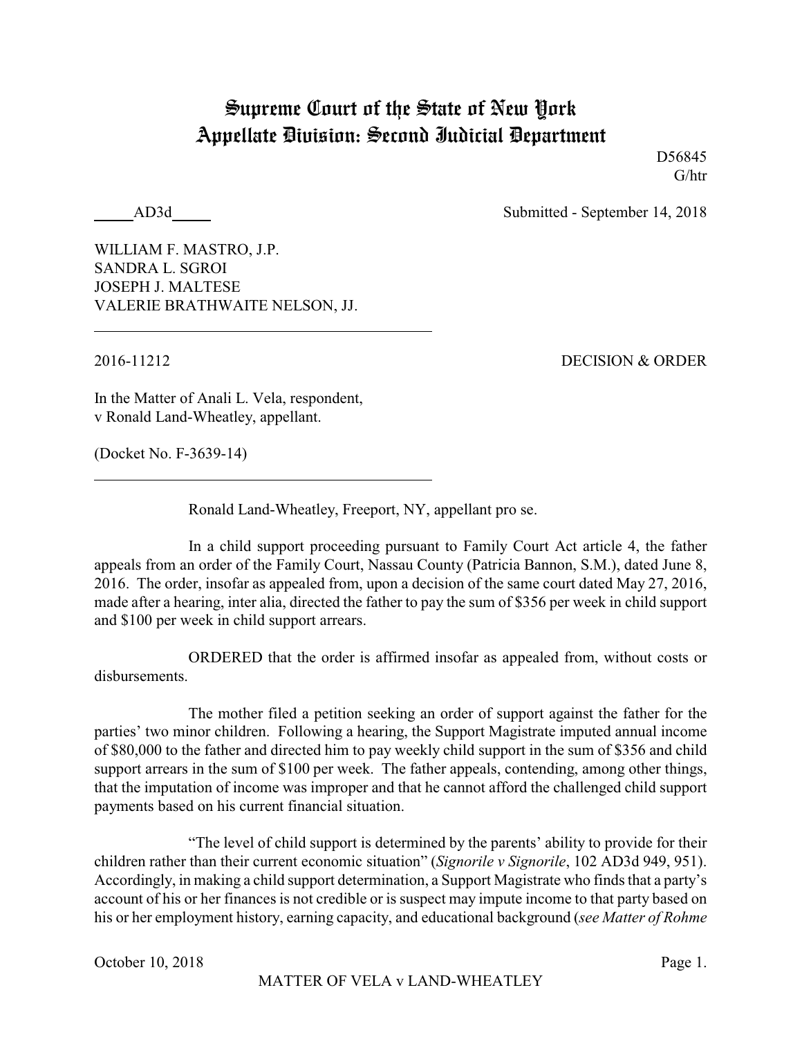# Supreme Court of the State of New York
## Appellate Division: Second Judicial Department

D56845
G/htr

_____AD3d_____ Submitted - September 14, 2018

WILLIAM F. MASTRO, J.P.
SANDRA L. SGROI
JOSEPH J. MALTESE
VALERIE BRATHWAITE NELSON, JJ.

---

2016-11212 DECISION & ORDER

In the Matter of Anali L. Vela, respondent,
v Ronald Land-Wheatley, appellant.

(Docket No. F-3639-14)

---

Ronald Land-Wheatley, Freeport, NY, appellant pro se.

In a child support proceeding pursuant to Family Court Act article 4, the father appeals from an order of the Family Court, Nassau County (Patricia Bannon, S.M.), dated June 8, 2016. The order, insofar as appealed from, upon a decision of the same court dated May 27, 2016, made after a hearing, inter alia, directed the father to pay the sum of $356 per week in child support and $100 per week in child support arrears.

ORDERED that the order is affirmed insofar as appealed from, without costs or disbursements.

The mother filed a petition seeking an order of support against the father for the parties' two minor children. Following a hearing, the Support Magistrate imputed annual income of $80,000 to the father and directed him to pay weekly child support in the sum of $356 and child support arrears in the sum of $100 per week. The father appeals, contending, among other things, that the imputation of income was improper and that he cannot afford the challenged child support payments based on his current financial situation.

"The level of child support is determined by the parents' ability to provide for their children rather than their current economic situation" (*Signorile v Signorile*, 102 AD3d 949, 951). Accordingly, in making a child support determination, a Support Magistrate who finds that a party's account of his or her finances is not credible or is suspect may impute income to that party based on his or her employment history, earning capacity, and educational background (*see Matter of Rohme*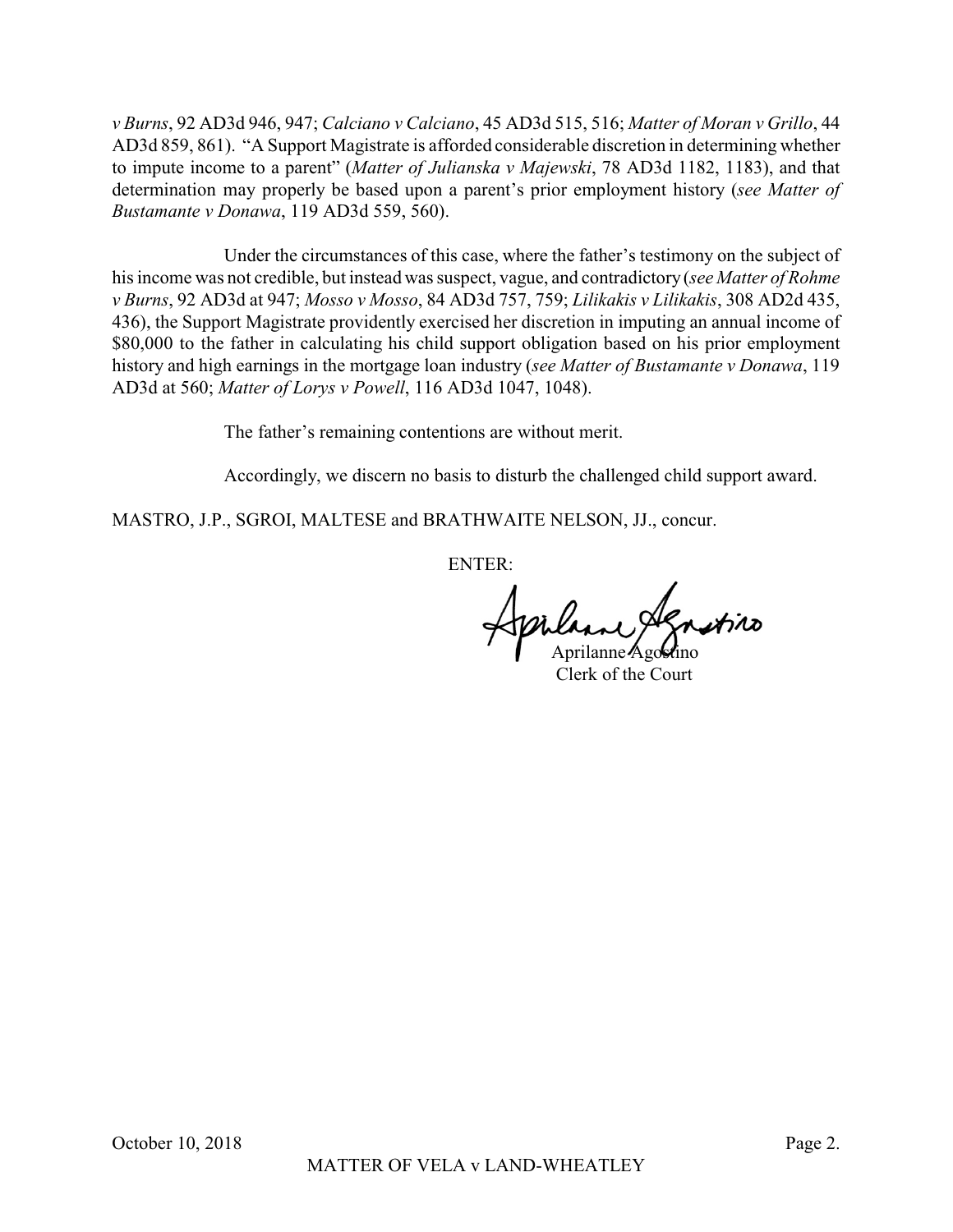*v Burns*, 92 AD3d 946, 947; *Calciano v Calciano*, 45 AD3d 515, 516; *Matter of Moran v Grillo*, 44 AD3d 859, 861). "A Support Magistrate is afforded considerable discretion in determining whether to impute income to a parent" (*Matter of Julianska v Majewski*, 78 AD3d 1182, 1183), and that determination may properly be based upon a parent's prior employment history (*see Matter of Bustamante v Donawa*, 119 AD3d 559, 560).

Under the circumstances of this case, where the father's testimony on the subject of his income was not credible, but instead was suspect, vague, and contradictory (*see Matter of Rohme v Burns*, 92 AD3d at 947; *Mosso v Mosso*, 84 AD3d 757, 759; *Lilikakis v Lilikakis*, 308 AD2d 435, 436), the Support Magistrate providently exercised her discretion in imputing an annual income of $80,000 to the father in calculating his child support obligation based on his prior employment history and high earnings in the mortgage loan industry (*see Matter of Bustamante v Donawa*, 119 AD3d at 560; *Matter of Lorys v Powell*, 116 AD3d 1047, 1048).

The father's remaining contentions are without merit.

Accordingly, we discern no basis to disturb the challenged child support award.

MASTRO, J.P., SGROI, MALTESE and BRATHWAITE NELSON, JJ., concur.

ENTER:

Aprilanne Agostino
Clerk of the Court

October 10, 2018

MATTER OF VELA v LAND-WHEATLEY